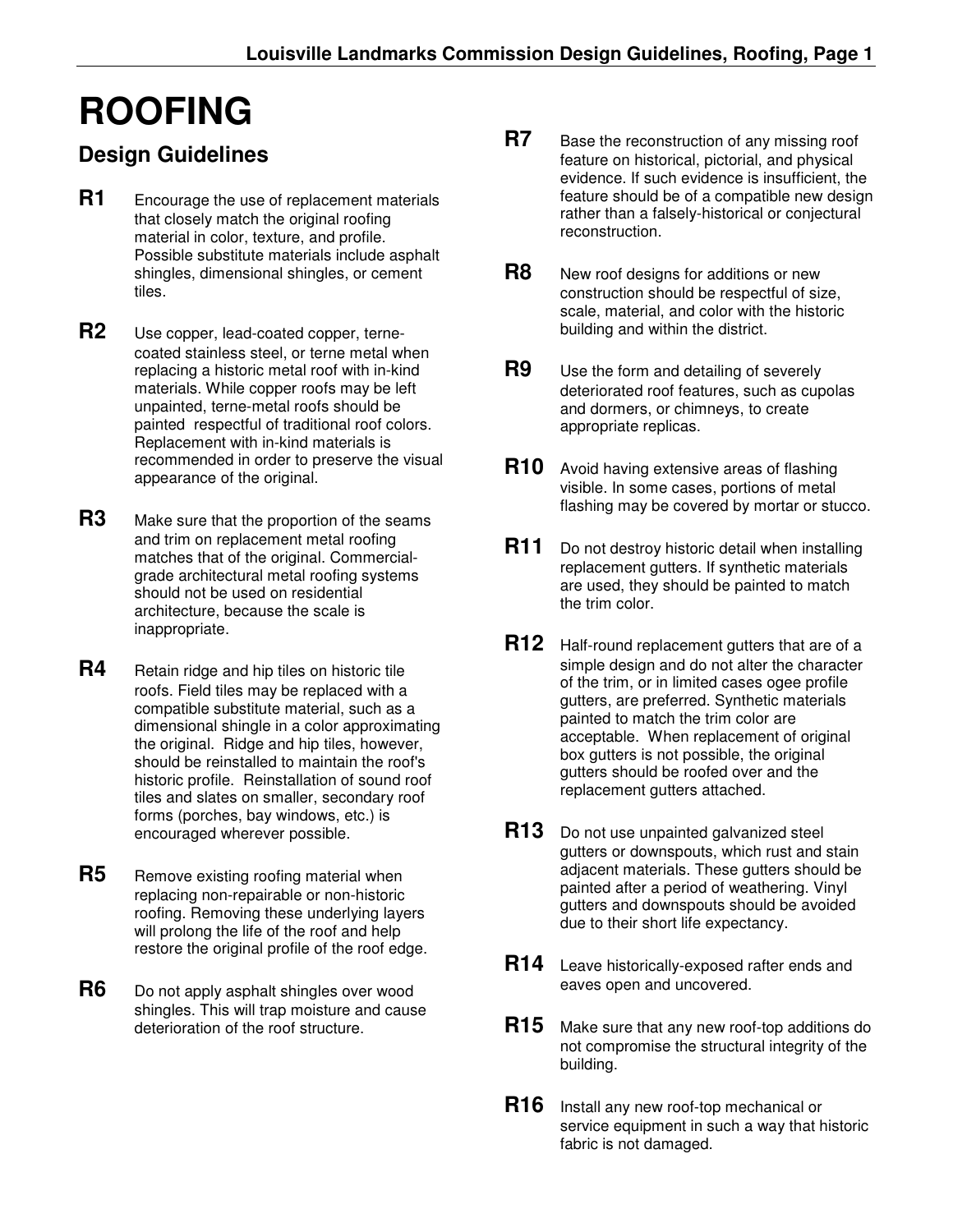# ROOFING

## Design Guidelines

**R1** Encourage the use of replacement materials that closely match the original roofing material in color, texture, and profile. Possible substitute materials include asphalt shingles, dimensional shingles, or cement tiles.

**R2** Use copper, lead-coated copper, terne-coated stainless steel, or terne metal when replacing a historic metal roof with in-kind materials. While copper roofs may be left unpainted, terne-metal roofs should be painted respectful of traditional roof colors. Replacement with in-kind materials is recommended in order to preserve the visual appearance of the original.

**R3** Make sure that the proportion of the seams and trim on replacement metal roofing matches that of the original. Commercial-grade architectural metal roofing systems should not be used on residential architecture, because the scale is inappropriate.

**R4** Retain ridge and hip tiles on historic tile roofs. Field tiles may be replaced with a compatible substitute material, such as a dimensional shingle in a color approximating the original. Ridge and hip tiles, however, should be reinstalled to maintain the roof's historic profile. Reinstallation of sound roof tiles and slates on smaller, secondary roof forms (porches, bay windows, etc.) is encouraged wherever possible.

**R5** Remove existing roofing material when replacing non-repairable or non-historic roofing. Removing these underlying layers will prolong the life of the roof and help restore the original profile of the roof edge.

**R6** Do not apply asphalt shingles over wood shingles. This will trap moisture and cause deterioration of the roof structure.

**R7** Base the reconstruction of any missing roof feature on historical, pictorial, and physical evidence. If such evidence is insufficient, the feature should be of a compatible new design rather than a falsely-historical or conjectural reconstruction.

**R8** New roof designs for additions or new construction should be respectful of size, scale, material, and color with the historic building and within the district.

**R9** Use the form and detailing of severely deteriorated roof features, such as cupolas and dormers, or chimneys, to create appropriate replicas.

**R10** Avoid having extensive areas of flashing visible. In some cases, portions of metal flashing may be covered by mortar or stucco.

**R11** Do not destroy historic detail when installing replacement gutters. If synthetic materials are used, they should be painted to match the trim color.

**R12** Half-round replacement gutters that are of a simple design and do not alter the character of the trim, or in limited cases ogee profile gutters, are preferred. Synthetic materials painted to match the trim color are acceptable. When replacement of original box gutters is not possible, the original gutters should be roofed over and the replacement gutters attached.

**R13** Do not use unpainted galvanized steel gutters or downspouts, which rust and stain adjacent materials. These gutters should be painted after a period of weathering. Vinyl gutters and downspouts should be avoided due to their short life expectancy.

**R14** Leave historically-exposed rafter ends and eaves open and uncovered.

**R15** Make sure that any new roof-top additions do not compromise the structural integrity of the building.

**R16** Install any new roof-top mechanical or service equipment in such a way that historic fabric is not damaged.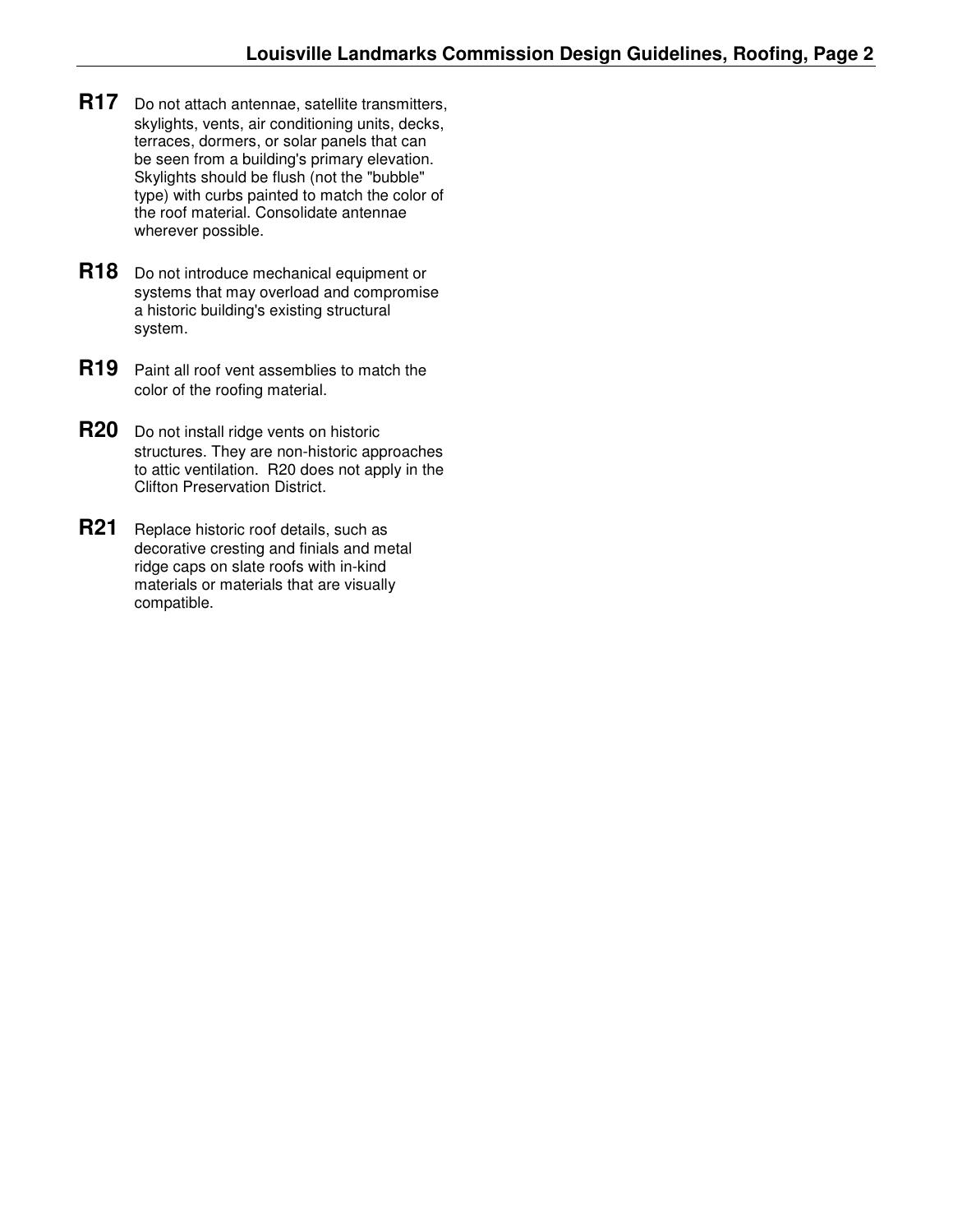**R17** Do not attach antennae, satellite transmitters, skylights, vents, air conditioning units, decks, terraces, dormers, or solar panels that can be seen from a building's primary elevation. Skylights should be flush (not the "bubble" type) with curbs painted to match the color of the roof material. Consolidate antennae wherever possible.

**R18** Do not introduce mechanical equipment or systems that may overload and compromise a historic building's existing structural system.

**R19** Paint all roof vent assemblies to match the color of the roofing material.

**R20** Do not install ridge vents on historic structures. They are non-historic approaches to attic ventilation. R20 does not apply in the Clifton Preservation District.

**R21** Replace historic roof details, such as decorative cresting and finials and metal ridge caps on slate roofs with in-kind materials or materials that are visually compatible.